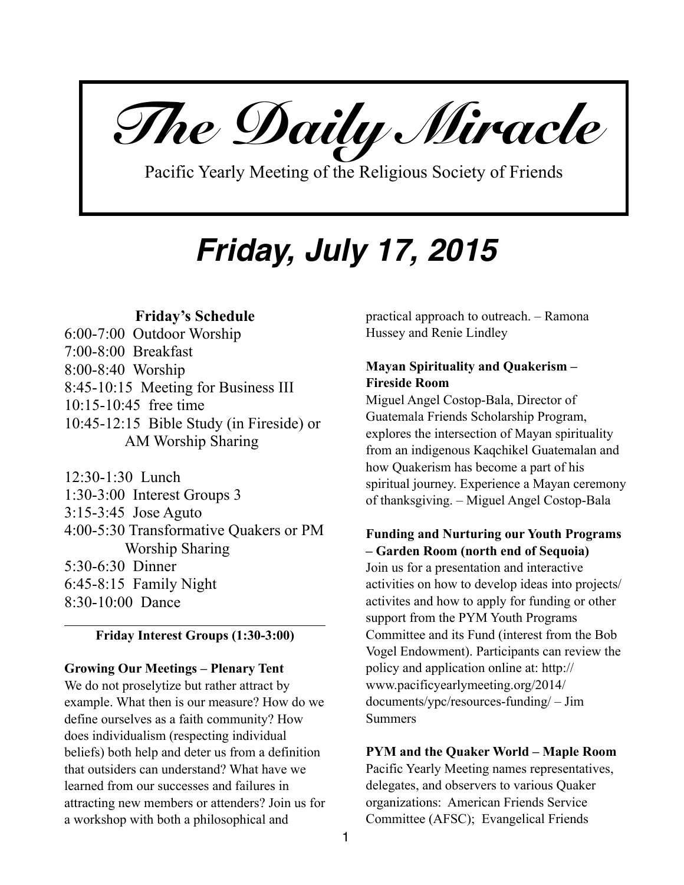# The Daily Miracle

Pacific Yearly Meeting of the Religious Society of Friends

## *Friday, July 17, 2015*

### Friday's Schedule

6:00-7:00 Outdoor Worship
7:00-8:00 Breakfast
8:00-8:40 Worship
8:45-10:15 Meeting for Business III
10:15-10:45 free time
10:45-12:15 Bible Study (in Fireside) or AM Worship Sharing

12:30-1:30 Lunch
1:30-3:00 Interest Groups 3
3:15-3:45 Jose Aguto
4:00-5:30 Transformative Quakers or PM Worship Sharing
5:30-6:30 Dinner
6:45-8:15 Family Night
8:30-10:00 Dance

---

### Friday Interest Groups (1:30-3:00)

**Growing Our Meetings – Plenary Tent**
We do not proselytize but rather attract by example. What then is our measure? How do we define ourselves as a faith community? How does individualism (respecting individual beliefs) both help and deter us from a definition that outsiders can understand? What have we learned from our successes and failures in attracting new members or attenders? Join us for a workshop with both a philosophical and practical approach to outreach. – Ramona Hussey and Renie Lindley

**Mayan Spirituality and Quakerism – Fireside Room**
Miguel Angel Costop-Bala, Director of Guatemala Friends Scholarship Program, explores the intersection of Mayan spirituality from an indigenous Kaqchikel Guatemalan and how Quakerism has become a part of his spiritual journey. Experience a Mayan ceremony of thanksgiving. – Miguel Angel Costop-Bala

**Funding and Nurturing our Youth Programs – Garden Room (north end of Sequoia)**
Join us for a presentation and interactive activities on how to develop ideas into projects/activites and how to apply for funding or other support from the PYM Youth Programs Committee and its Fund (interest from the Bob Vogel Endowment). Participants can review the policy and application online at: http://www.pacificyearlymeeting.org/2014/documents/ypc/resources-funding/ – Jim Summers

**PYM and the Quaker World – Maple Room**
Pacific Yearly Meeting names representatives, delegates, and observers to various Quaker organizations: American Friends Service Committee (AFSC); Evangelical Friends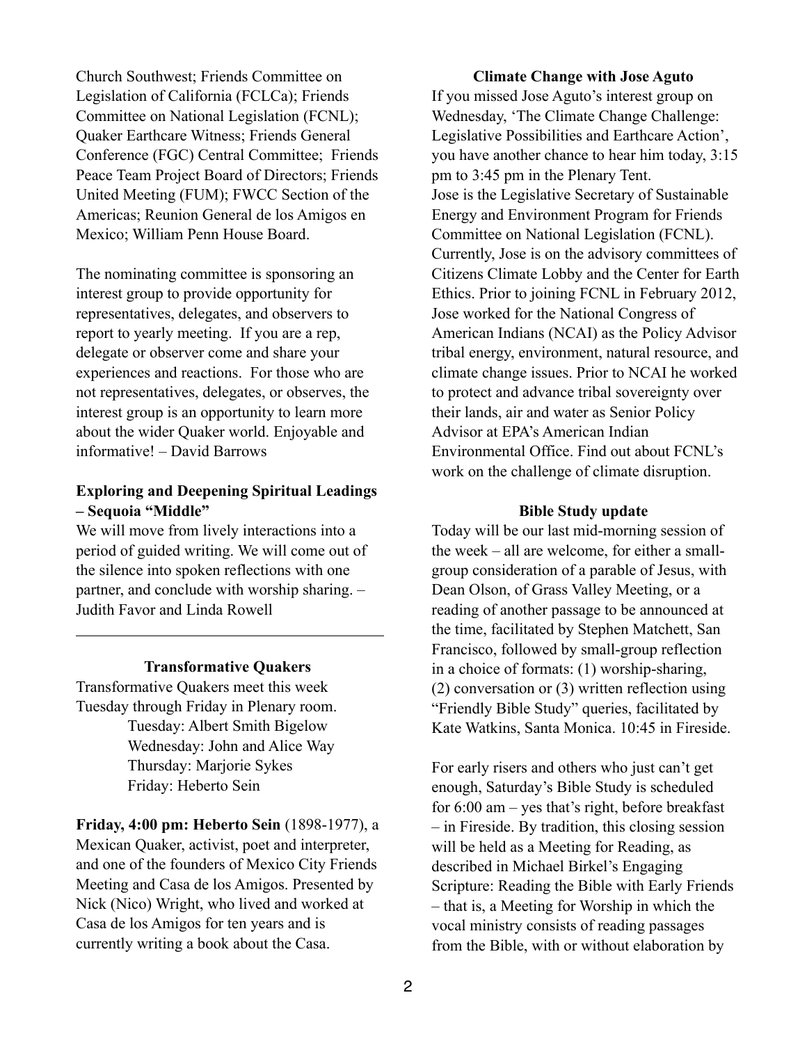Church Southwest; Friends Committee on Legislation of California (FCLCa); Friends Committee on National Legislation (FCNL); Quaker Earthcare Witness; Friends General Conference (FGC) Central Committee; Friends Peace Team Project Board of Directors; Friends United Meeting (FUM); FWCC Section of the Americas; Reunion General de los Amigos en Mexico; William Penn House Board.

The nominating committee is sponsoring an interest group to provide opportunity for representatives, delegates, and observers to report to yearly meeting. If you are a rep, delegate or observer come and share your experiences and reactions. For those who are not representatives, delegates, or observes, the interest group is an opportunity to learn more about the wider Quaker world. Enjoyable and informative! – David Barrows

**Exploring and Deepening Spiritual Leadings – Sequoia "Middle"**

We will move from lively interactions into a period of guided writing. We will come out of the silence into spoken reflections with one partner, and conclude with worship sharing. – Judith Favor and Linda Rowell

---

**Transformative Quakers**

Transformative Quakers meet this week Tuesday through Friday in Plenary room.

- Tuesday: Albert Smith Bigelow
- Wednesday: John and Alice Way
- Thursday: Marjorie Sykes
- Friday: Heberto Sein

**Friday, 4:00 pm: Heberto Sein** (1898-1977), a Mexican Quaker, activist, poet and interpreter, and one of the founders of Mexico City Friends Meeting and Casa de los Amigos. Presented by Nick (Nico) Wright, who lived and worked at Casa de los Amigos for ten years and is currently writing a book about the Casa.

**Climate Change with Jose Aguto**

If you missed Jose Aguto's interest group on Wednesday, 'The Climate Change Challenge: Legislative Possibilities and Earthcare Action', you have another chance to hear him today, 3:15 pm to 3:45 pm in the Plenary Tent.
Jose is the Legislative Secretary of Sustainable Energy and Environment Program for Friends Committee on National Legislation (FCNL). Currently, Jose is on the advisory committees of Citizens Climate Lobby and the Center for Earth Ethics. Prior to joining FCNL in February 2012, Jose worked for the National Congress of American Indians (NCAI) as the Policy Advisor tribal energy, environment, natural resource, and climate change issues. Prior to NCAI he worked to protect and advance tribal sovereignty over their lands, air and water as Senior Policy Advisor at EPA's American Indian Environmental Office. Find out about FCNL's work on the challenge of climate disruption.

**Bible Study update**

Today will be our last mid-morning session of the week – all are welcome, for either a small-group consideration of a parable of Jesus, with Dean Olson, of Grass Valley Meeting, or a reading of another passage to be announced at the time, facilitated by Stephen Matchett, San Francisco, followed by small-group reflection in a choice of formats: (1) worship-sharing, (2) conversation or (3) written reflection using "Friendly Bible Study" queries, facilitated by Kate Watkins, Santa Monica. 10:45 in Fireside.

For early risers and others who just can't get enough, Saturday's Bible Study is scheduled for 6:00 am – yes that's right, before breakfast – in Fireside. By tradition, this closing session will be held as a Meeting for Reading, as described in Michael Birkel's Engaging Scripture: Reading the Bible with Early Friends – that is, a Meeting for Worship in which the vocal ministry consists of reading passages from the Bible, with or without elaboration by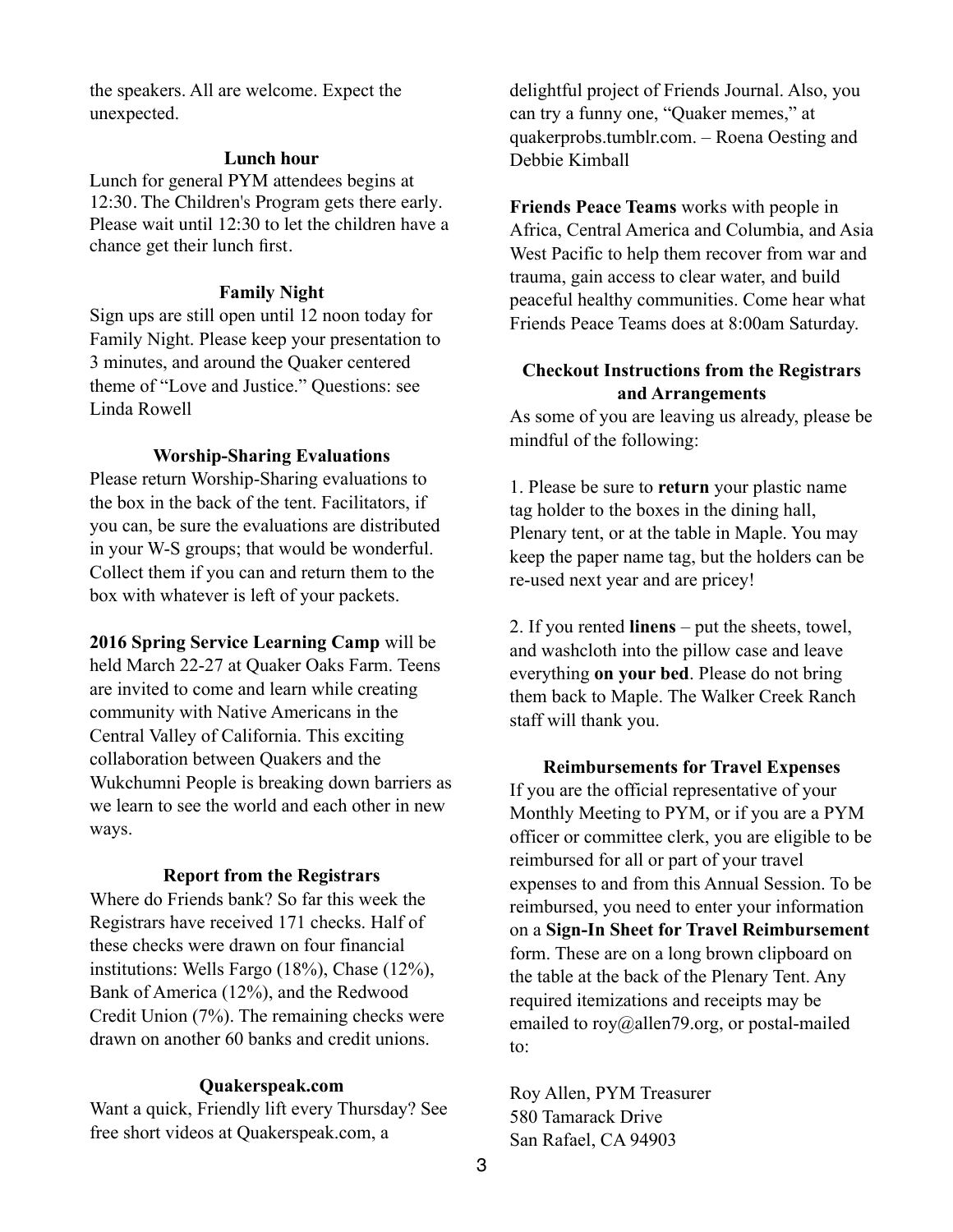the speakers. All are welcome. Expect the unexpected.

### Lunch hour

Lunch for general PYM attendees begins at 12:30. The Children's Program gets there early. Please wait until 12:30 to let the children have a chance get their lunch first.

### Family Night

Sign ups are still open until 12 noon today for Family Night. Please keep your presentation to 3 minutes, and around the Quaker centered theme of "Love and Justice." Questions: see Linda Rowell

### Worship-Sharing Evaluations

Please return Worship-Sharing evaluations to the box in the back of the tent. Facilitators, if you can, be sure the evaluations are distributed in your W-S groups; that would be wonderful. Collect them if you can and return them to the box with whatever is left of your packets.

**2016 Spring Service Learning Camp** will be held March 22-27 at Quaker Oaks Farm. Teens are invited to come and learn while creating community with Native Americans in the Central Valley of California. This exciting collaboration between Quakers and the Wukchumni People is breaking down barriers as we learn to see the world and each other in new ways.

### Report from the Registrars

Where do Friends bank? So far this week the Registrars have received 171 checks. Half of these checks were drawn on four financial institutions: Wells Fargo (18%), Chase (12%), Bank of America (12%), and the Redwood Credit Union (7%). The remaining checks were drawn on another 60 banks and credit unions.

### Quakerspeak.com

Want a quick, Friendly lift every Thursday? See free short videos at Quakerspeak.com, a delightful project of Friends Journal. Also, you can try a funny one, "Quaker memes," at quakerprobs.tumblr.com. – Roena Oesting and Debbie Kimball

**Friends Peace Teams** works with people in Africa, Central America and Columbia, and Asia West Pacific to help them recover from war and trauma, gain access to clear water, and build peaceful healthy communities. Come hear what Friends Peace Teams does at 8:00am Saturday.

### Checkout Instructions from the Registrars and Arrangements

As some of you are leaving us already, please be mindful of the following:

1. Please be sure to **return** your plastic name tag holder to the boxes in the dining hall, Plenary tent, or at the table in Maple. You may keep the paper name tag, but the holders can be re-used next year and are pricey!

2. If you rented **linens** – put the sheets, towel, and washcloth into the pillow case and leave everything **on your bed**. Please do not bring them back to Maple. The Walker Creek Ranch staff will thank you.

### Reimbursements for Travel Expenses

If you are the official representative of your Monthly Meeting to PYM, or if you are a PYM officer or committee clerk, you are eligible to be reimbursed for all or part of your travel expenses to and from this Annual Session. To be reimbursed, you need to enter your information on a **Sign-In Sheet for Travel Reimbursement** form. These are on a long brown clipboard on the table at the back of the Plenary Tent. Any required itemizations and receipts may be emailed to roy@allen79.org, or postal-mailed to:

Roy Allen, PYM Treasurer  
580 Tamarack Drive  
San Rafael, CA 94903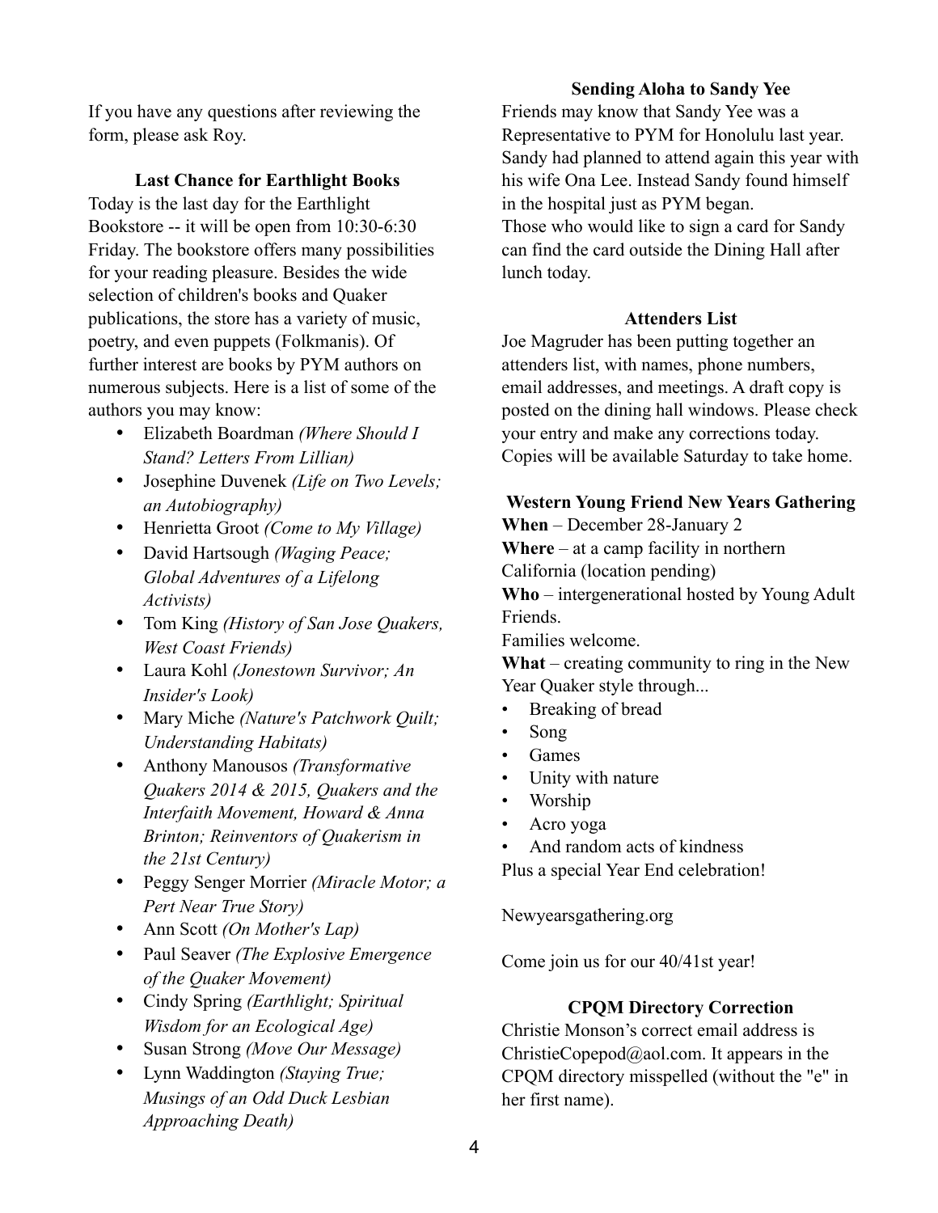If you have any questions after reviewing the form, please ask Roy.

### Last Chance for Earthlight Books

Today is the last day for the Earthlight Bookstore -- it will be open from 10:30-6:30 Friday. The bookstore offers many possibilities for your reading pleasure. Besides the wide selection of children's books and Quaker publications, the store has a variety of music, poetry, and even puppets (Folkmanis). Of further interest are books by PYM authors on numerous subjects. Here is a list of some of the authors you may know:

- Elizabeth Boardman *(Where Should I Stand? Letters From Lillian)*
- Josephine Duvenek *(Life on Two Levels; an Autobiography)*
- Henrietta Groot *(Come to My Village)*
- David Hartsough *(Waging Peace; Global Adventures of a Lifelong Activists)*
- Tom King *(History of San Jose Quakers, West Coast Friends)*
- Laura Kohl *(Jonestown Survivor; An Insider's Look)*
- Mary Miche *(Nature's Patchwork Quilt; Understanding Habitats)*
- Anthony Manousos *(Transformative Quakers 2014 & 2015, Quakers and the Interfaith Movement, Howard & Anna Brinton; Reinventors of Quakerism in the 21st Century)*
- Peggy Senger Morrier *(Miracle Motor; a Pert Near True Story)*
- Ann Scott *(On Mother's Lap)*
- Paul Seaver *(The Explosive Emergence of the Quaker Movement)*
- Cindy Spring *(Earthlight; Spiritual Wisdom for an Ecological Age)*
- Susan Strong *(Move Our Message)*
- Lynn Waddington *(Staying True; Musings of an Odd Duck Lesbian Approaching Death)*

### Sending Aloha to Sandy Yee

Friends may know that Sandy Yee was a Representative to PYM for Honolulu last year. Sandy had planned to attend again this year with his wife Ona Lee. Instead Sandy found himself in the hospital just as PYM began.
Those who would like to sign a card for Sandy can find the card outside the Dining Hall after lunch today.

### Attenders List

Joe Magruder has been putting together an attenders list, with names, phone numbers, email addresses, and meetings. A draft copy is posted on the dining hall windows. Please check your entry and make any corrections today. Copies will be available Saturday to take home.

### Western Young Friend New Years Gathering

**When** – December 28-January 2
**Where** – at a camp facility in northern California (location pending)
**Who** – intergenerational hosted by Young Adult Friends.
Families welcome.
**What** – creating community to ring in the New Year Quaker style through...

- Breaking of bread
- Song
- Games
- Unity with nature
- Worship
- Acro yoga
- And random acts of kindness

Plus a special Year End celebration!

Newyearsgathering.org

Come join us for our 40/41st year!

### CPQM Directory Correction

Christie Monson's correct email address is ChristieCopepod@aol.com. It appears in the CPQM directory misspelled (without the "e" in her first name).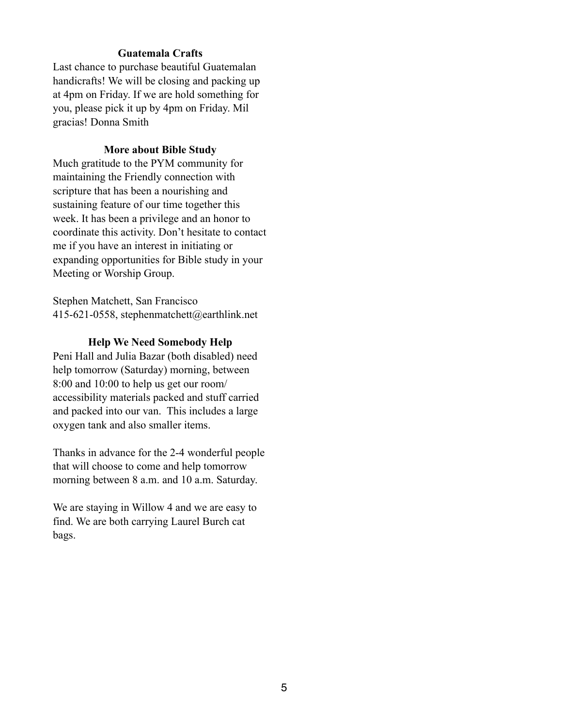### Guatemala Crafts

Last chance to purchase beautiful Guatemalan handicrafts! We will be closing and packing up at 4pm on Friday. If we are hold something for you, please pick it up by 4pm on Friday. Mil gracias! Donna Smith

### More about Bible Study

Much gratitude to the PYM community for maintaining the Friendly connection with scripture that has been a nourishing and sustaining feature of our time together this week. It has been a privilege and an honor to coordinate this activity. Don't hesitate to contact me if you have an interest in initiating or expanding opportunities for Bible study in your Meeting or Worship Group.

Stephen Matchett, San Francisco
415-621-0558, stephenmatchett@earthlink.net

### Help We Need Somebody Help

Peni Hall and Julia Bazar (both disabled) need help tomorrow (Saturday) morning, between 8:00 and 10:00 to help us get our room/ accessibility materials packed and stuff carried and packed into our van. This includes a large oxygen tank and also smaller items.

Thanks in advance for the 2-4 wonderful people that will choose to come and help tomorrow morning between 8 a.m. and 10 a.m. Saturday.

We are staying in Willow 4 and we are easy to find. We are both carrying Laurel Burch cat bags.